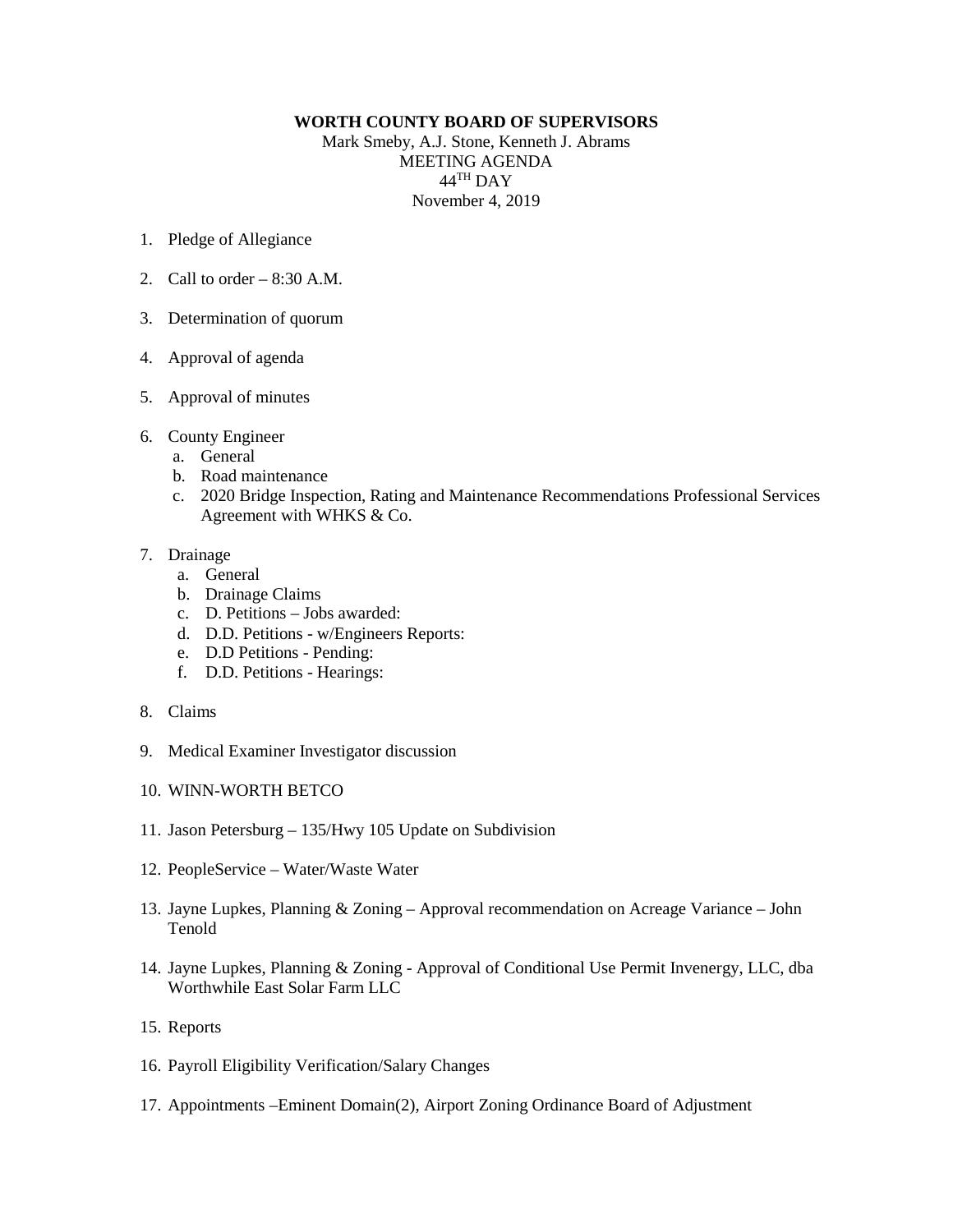**WORTH COUNTY BOARD OF SUPERVISORS**

Mark Smeby, A.J. Stone, Kenneth J. Abrams

MEETING AGENDA

44TH DAY

November 4, 2019

1. Pledge of Allegiance

2. Call to order – 8:30 A.M.

3. Determination of quorum

4. Approval of agenda

5. Approval of minutes

6. County Engineer
   a. General
   b. Road maintenance
   c. 2020 Bridge Inspection, Rating and Maintenance Recommendations Professional Services Agreement with WHKS & Co.

7. Drainage
   a. General
   b. Drainage Claims
   c. D. Petitions – Jobs awarded:
   d. D.D. Petitions - w/Engineers Reports:
   e. D.D Petitions - Pending:
   f. D.D. Petitions - Hearings:

8. Claims

9. Medical Examiner Investigator discussion

10. WINN-WORTH BETCO

11. Jason Petersburg – 135/Hwy 105 Update on Subdivision

12. PeopleService – Water/Waste Water

13. Jayne Lupkes, Planning & Zoning – Approval recommendation on Acreage Variance – John Tenold

14. Jayne Lupkes, Planning & Zoning - Approval of Conditional Use Permit Invenergy, LLC, dba Worthwhile East Solar Farm LLC

15. Reports

16. Payroll Eligibility Verification/Salary Changes

17. Appointments –Eminent Domain(2), Airport Zoning Ordinance Board of Adjustment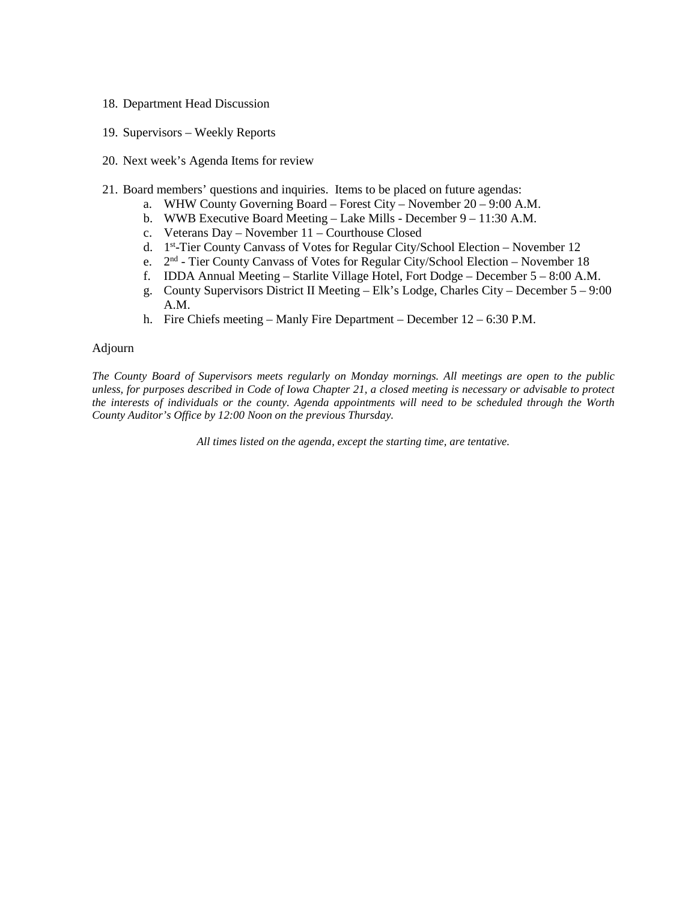18. Department Head Discussion

19. Supervisors – Weekly Reports

20. Next week's Agenda Items for review

21. Board members' questions and inquiries. Items to be placed on future agendas:
    a. WHW County Governing Board – Forest City – November 20 – 9:00 A.M.
    b. WWB Executive Board Meeting – Lake Mills - December 9 – 11:30 A.M.
    c. Veterans Day – November 11 – Courthouse Closed
    d. 1st-Tier County Canvass of Votes for Regular City/School Election – November 12
    e. 2nd - Tier County Canvass of Votes for Regular City/School Election – November 18
    f. IDDA Annual Meeting – Starlite Village Hotel, Fort Dodge – December 5 – 8:00 A.M.
    g. County Supervisors District II Meeting – Elk's Lodge, Charles City – December 5 – 9:00 A.M.
    h. Fire Chiefs meeting – Manly Fire Department – December 12 – 6:30 P.M.

Adjourn

*The County Board of Supervisors meets regularly on Monday mornings. All meetings are open to the public unless, for purposes described in Code of Iowa Chapter 21, a closed meeting is necessary or advisable to protect the interests of individuals or the county. Agenda appointments will need to be scheduled through the Worth County Auditor's Office by 12:00 Noon on the previous Thursday.*

*All times listed on the agenda, except the starting time, are tentative.*